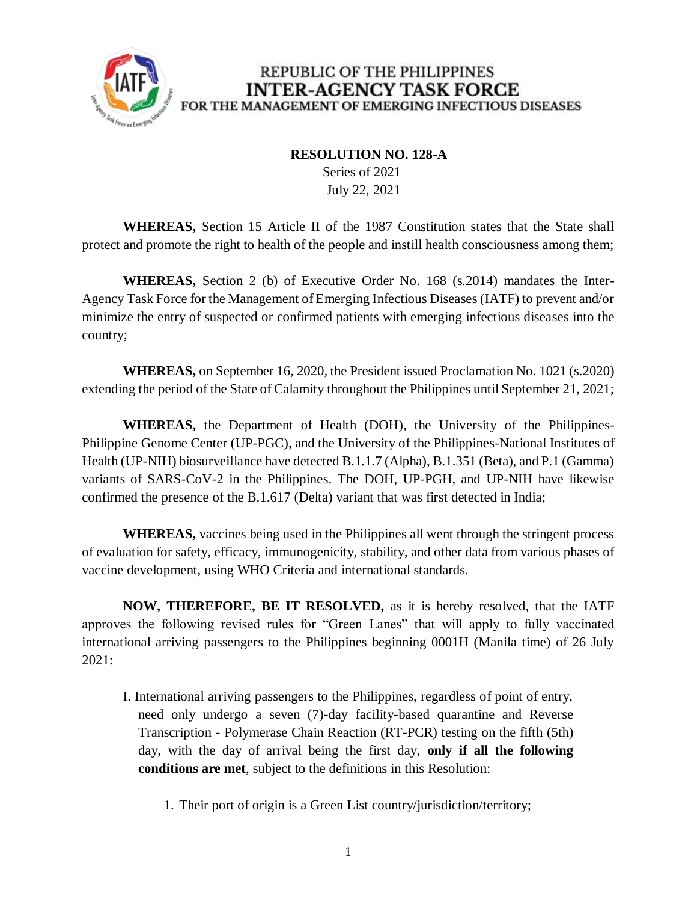REPUBLIC OF THE PHILIPPINES
**INTER-AGENCY TASK FORCE**
FOR THE MANAGEMENT OF EMERGING INFECTIOUS DISEASES

**RESOLUTION NO. 128-A**
Series of 2021
July 22, 2021

**WHEREAS,** Section 15 Article II of the 1987 Constitution states that the State shall protect and promote the right to health of the people and instill health consciousness among them;

**WHEREAS,** Section 2 (b) of Executive Order No. 168 (s.2014) mandates the Inter-Agency Task Force for the Management of Emerging Infectious Diseases (IATF) to prevent and/or minimize the entry of suspected or confirmed patients with emerging infectious diseases into the country;

**WHEREAS,** on September 16, 2020, the President issued Proclamation No. 1021 (s.2020) extending the period of the State of Calamity throughout the Philippines until September 21, 2021;

**WHEREAS,** the Department of Health (DOH), the University of the Philippines-Philippine Genome Center (UP-PGC), and the University of the Philippines-National Institutes of Health (UP-NIH) biosurveillance have detected B.1.1.7 (Alpha), B.1.351 (Beta), and P.1 (Gamma) variants of SARS-CoV-2 in the Philippines. The DOH, UP-PGH, and UP-NIH have likewise confirmed the presence of the B.1.617 (Delta) variant that was first detected in India;

**WHEREAS,** vaccines being used in the Philippines all went through the stringent process of evaluation for safety, efficacy, immunogenicity, stability, and other data from various phases of vaccine development, using WHO Criteria and international standards.

**NOW, THEREFORE, BE IT RESOLVED,** as it is hereby resolved, that the IATF approves the following revised rules for "Green Lanes" that will apply to fully vaccinated international arriving passengers to the Philippines beginning 0001H (Manila time) of 26 July 2021:

I. International arriving passengers to the Philippines, regardless of point of entry, need only undergo a seven (7)-day facility-based quarantine and Reverse Transcription - Polymerase Chain Reaction (RT-PCR) testing on the fifth (5th) day, with the day of arrival being the first day, **only if all the following conditions are met**, subject to the definitions in this Resolution:

1. Their port of origin is a Green List country/jurisdiction/territory;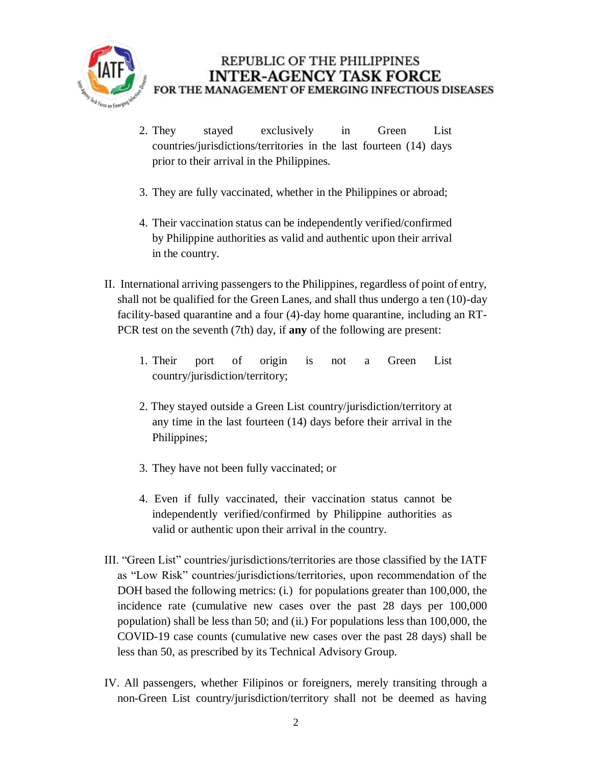2. They stayed exclusively in Green List countries/jurisdictions/territories in the last fourteen (14) days prior to their arrival in the Philippines.

3. They are fully vaccinated, whether in the Philippines or abroad;

4. Their vaccination status can be independently verified/confirmed by Philippine authorities as valid and authentic upon their arrival in the country.

II. International arriving passengers to the Philippines, regardless of point of entry, shall not be qualified for the Green Lanes, and shall thus undergo a ten (10)-day facility-based quarantine and a four (4)-day home quarantine, including an RT-PCR test on the seventh (7th) day, if **any** of the following are present:

1. Their port of origin is not a Green List country/jurisdiction/territory;

2. They stayed outside a Green List country/jurisdiction/territory at any time in the last fourteen (14) days before their arrival in the Philippines;

3. They have not been fully vaccinated; or

4. Even if fully vaccinated, their vaccination status cannot be independently verified/confirmed by Philippine authorities as valid or authentic upon their arrival in the country.

III. "Green List" countries/jurisdictions/territories are those classified by the IATF as "Low Risk" countries/jurisdictions/territories, upon recommendation of the DOH based the following metrics: (i.) for populations greater than 100,000, the incidence rate (cumulative new cases over the past 28 days per 100,000 population) shall be less than 50; and (ii.) For populations less than 100,000, the COVID-19 case counts (cumulative new cases over the past 28 days) shall be less than 50, as prescribed by its Technical Advisory Group.

IV. All passengers, whether Filipinos or foreigners, merely transiting through a non-Green List country/jurisdiction/territory shall not be deemed as having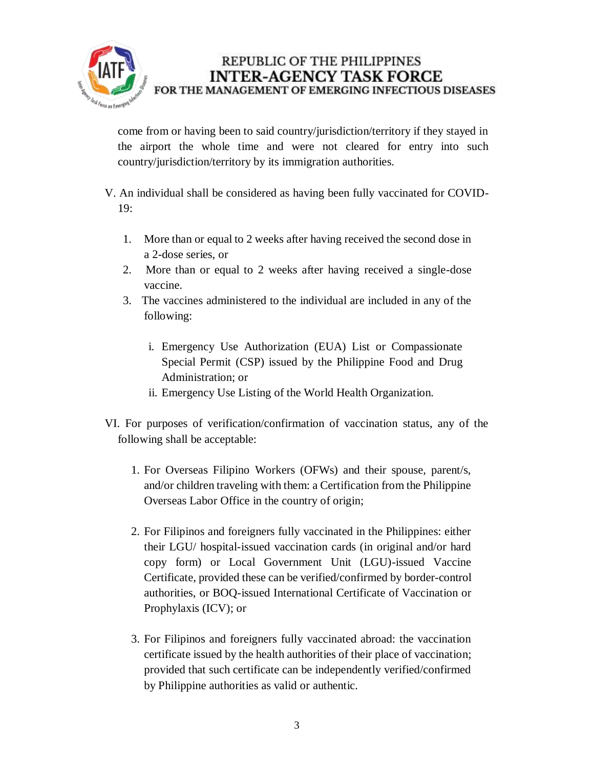come from or having been to said country/jurisdiction/territory if they stayed in the airport the whole time and were not cleared for entry into such country/jurisdiction/territory by its immigration authorities.

V. An individual shall be considered as having been fully vaccinated for COVID-19:

1. More than or equal to 2 weeks after having received the second dose in a 2-dose series, or
2. More than or equal to 2 weeks after having received a single-dose vaccine.
3. The vaccines administered to the individual are included in any of the following:

    i. Emergency Use Authorization (EUA) List or Compassionate Special Permit (CSP) issued by the Philippine Food and Drug Administration; or
    ii. Emergency Use Listing of the World Health Organization.

VI. For purposes of verification/confirmation of vaccination status, any of the following shall be acceptable:

1. For Overseas Filipino Workers (OFWs) and their spouse, parent/s, and/or children traveling with them: a Certification from the Philippine Overseas Labor Office in the country of origin;

2. For Filipinos and foreigners fully vaccinated in the Philippines: either their LGU/ hospital-issued vaccination cards (in original and/or hard copy form) or Local Government Unit (LGU)-issued Vaccine Certificate, provided these can be verified/confirmed by border-control authorities, or BOQ-issued International Certificate of Vaccination or Prophylaxis (ICV); or

3. For Filipinos and foreigners fully vaccinated abroad: the vaccination certificate issued by the health authorities of their place of vaccination; provided that such certificate can be independently verified/confirmed by Philippine authorities as valid or authentic.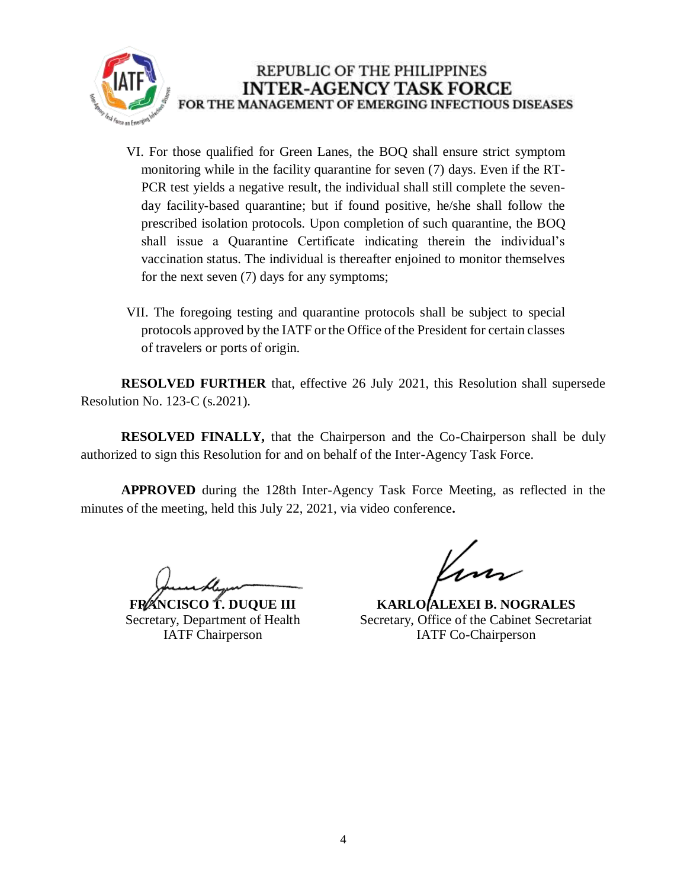VI. For those qualified for Green Lanes, the BOQ shall ensure strict symptom monitoring while in the facility quarantine for seven (7) days. Even if the RT-PCR test yields a negative result, the individual shall still complete the seven-day facility-based quarantine; but if found positive, he/she shall follow the prescribed isolation protocols. Upon completion of such quarantine, the BOQ shall issue a Quarantine Certificate indicating therein the individual's vaccination status. The individual is thereafter enjoined to monitor themselves for the next seven (7) days for any symptoms;

VII. The foregoing testing and quarantine protocols shall be subject to special protocols approved by the IATF or the Office of the President for certain classes of travelers or ports of origin.

**RESOLVED FURTHER** that, effective 26 July 2021, this Resolution shall supersede Resolution No. 123-C (s.2021).

**RESOLVED FINALLY,** that the Chairperson and the Co-Chairperson shall be duly authorized to sign this Resolution for and on behalf of the Inter-Agency Task Force.

**APPROVED** during the 128th Inter-Agency Task Force Meeting, as reflected in the minutes of the meeting, held this July 22, 2021, via video conference**.**

**FRANCISCO T. DUQUE III**
Secretary, Department of Health
IATF Chairperson

**KARLO ALEXEI B. NOGRALES**
Secretary, Office of the Cabinet Secretariat
IATF Co-Chairperson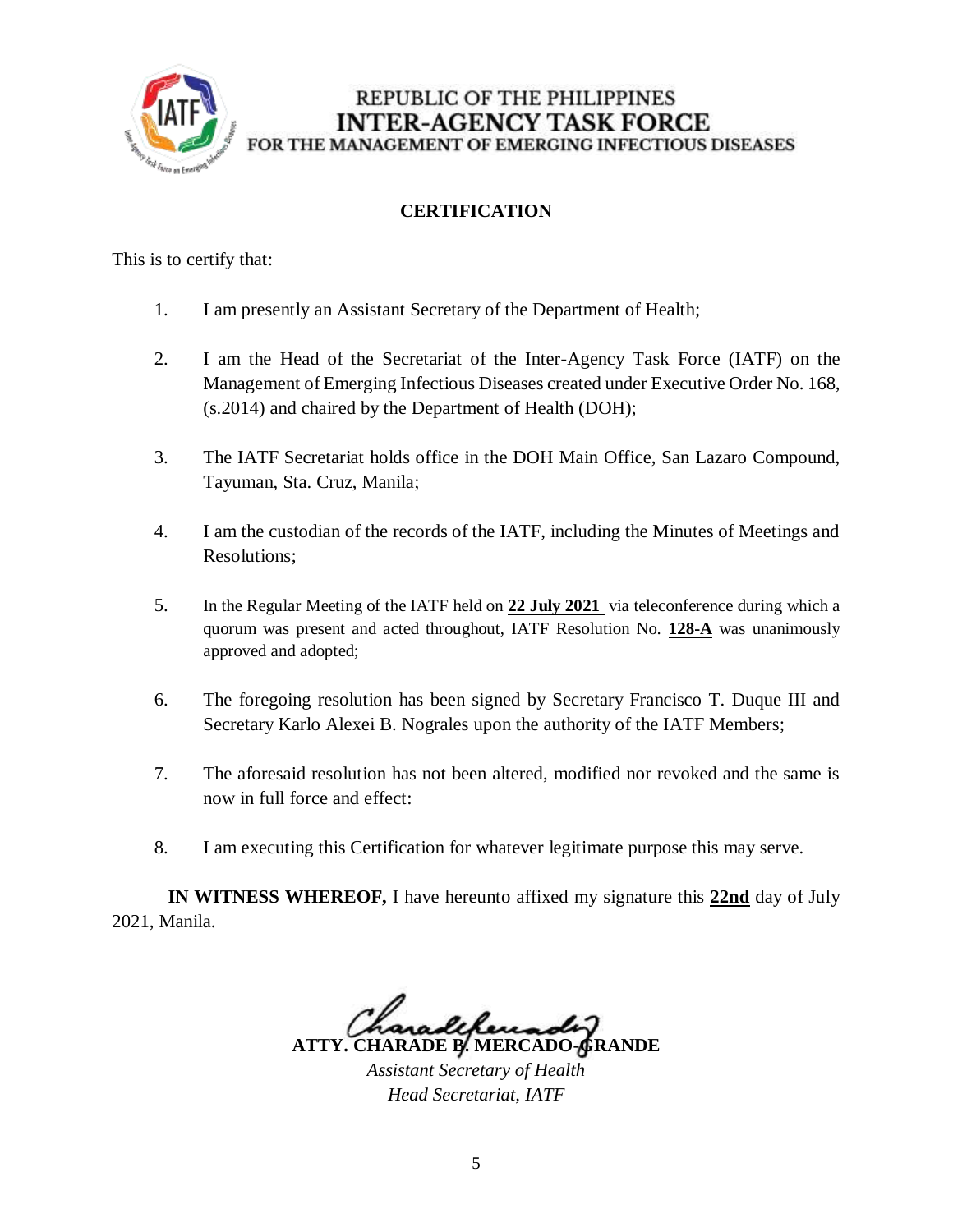REPUBLIC OF THE PHILIPPINES
**INTER-AGENCY TASK FORCE**
FOR THE MANAGEMENT OF EMERGING INFECTIOUS DISEASES

## CERTIFICATION

This is to certify that:

1. I am presently an Assistant Secretary of the Department of Health;

2. I am the Head of the Secretariat of the Inter-Agency Task Force (IATF) on the Management of Emerging Infectious Diseases created under Executive Order No. 168, (s.2014) and chaired by the Department of Health (DOH);

3. The IATF Secretariat holds office in the DOH Main Office, San Lazaro Compound, Tayuman, Sta. Cruz, Manila;

4. I am the custodian of the records of the IATF, including the Minutes of Meetings and Resolutions;

5. In the Regular Meeting of the IATF held on **22 July 2021** via teleconference during which a quorum was present and acted throughout, IATF Resolution No. **128-A** was unanimously approved and adopted;

6. The foregoing resolution has been signed by Secretary Francisco T. Duque III and Secretary Karlo Alexei B. Nograles upon the authority of the IATF Members;

7. The aforesaid resolution has not been altered, modified nor revoked and the same is now in full force and effect:

8. I am executing this Certification for whatever legitimate purpose this may serve.

**IN WITNESS WHEREOF,** I have hereunto affixed my signature this **22nd** day of July 2021, Manila.

**ATTY. CHARADE B. MERCADO-GRANDE**
*Assistant Secretary of Health*
*Head Secretariat, IATF*